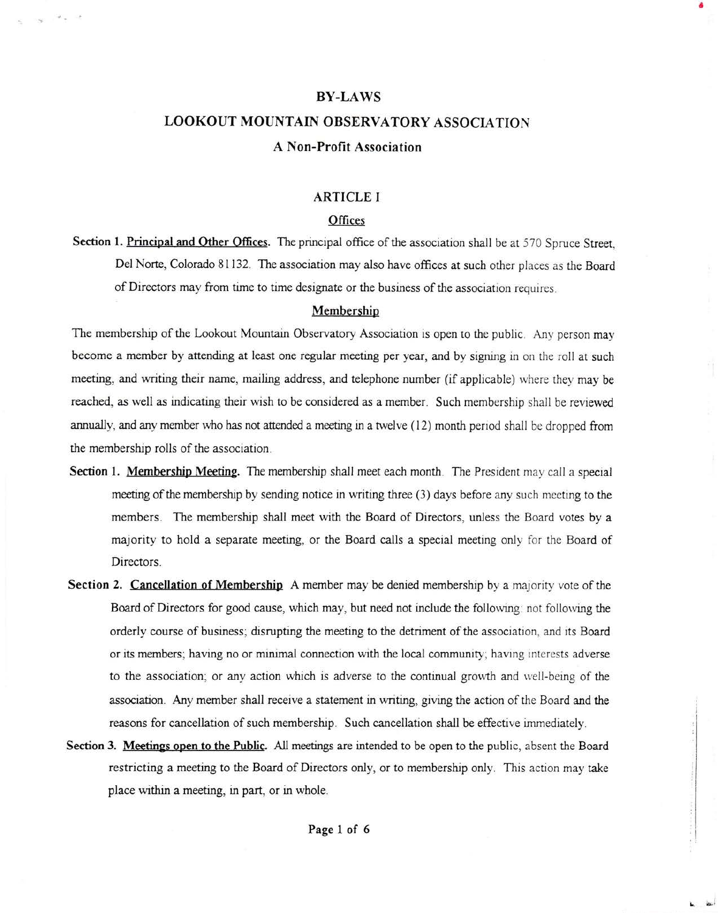# BY-LAWS

# LOOKOUT MOUNTAIN OBSERVATORY ASSOCIATION

### A Non-Profit Association

## ARTICLE I

### Offices

**Section 1. Principal and Other Offices.** The principal office of the association shall be at 570 Spruce Street, Del Norte, Colorado 81132. The association may also have offices at such other places as the Board of Directors may from time to time designate or the business of the association requires.

### Membership

The membership of the Lookout Mountain Observatory Association is open to the public. Any person may become a member by attending at least one regular meeting per year, and by signing in on the roll at such meeting, and writing their name, mailing address, and telephone number (if applicable) where they may be reached, as well as indicating their wish to be considered as a member. Such membership shall be reviewed annually, and any member who has not attended a meeting in a twelve (12) month period shall be dropped from the membership rolls of the association.

**Section 1. Membership Meeting.** The membership shall meet each month. The President may call a special meeting of the membership by sending notice in writing three (3) days before any such meeting to the members. The membership shall meet with the Board of Directors, unless the Board votes by a majority to hold a separate meeting, or the Board calls a special meeting only for the Board of Directors.

**Section 2. Cancellation of Membership** A member may be denied membership by a majority vote of the Board of Directors for good cause, which may, but need not include the following: not following the orderly course of business; disrupting the meeting to the detriment of the association, and its Board or its members; having no or minimal connection with the local community; having interests adverse to the association; or any action which is adverse to the continual growth and well-being of the association. Any member shall receive a statement in writing, giving the action of the Board and the reasons for cancellation of such membership. Such cancellation shall be effective immediately.

**Section 3. Meetings open to the Public.** All meetings are intended to be open to the public, absent the Board restricting a meeting to the Board of Directors only, or to membership only. This action may take place within a meeting, in part, or in whole.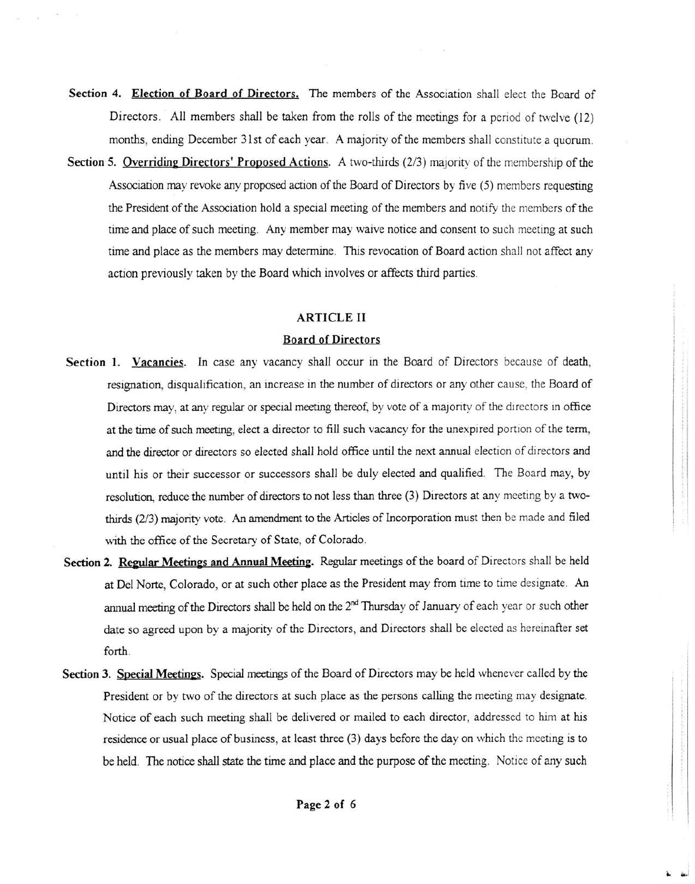**Section 4. Election of Board of Directors.** The members of the Association shall elect the Board of Directors. All members shall be taken from the rolls of the meetings for a period of twelve (12) months, ending December 31st of each year. A majority of the members shall constitute a quorum.

**Section 5. Overriding Directors' Proposed Actions.** A two-thirds (2/3) majority of the membership of the Association may revoke any proposed action of the Board of Directors by five (5) members requesting the President of the Association hold a special meeting of the members and notify the members of the time and place of such meeting. Any member may waive notice and consent to such meeting at such time and place as the members may determine. This revocation of Board action shall not affect any action previously taken by the Board which involves or affects third parties.

## ARTICLE II

## Board of Directors

**Section 1. Vacancies.** In case any vacancy shall occur in the Board of Directors because of death, resignation, disqualification, an increase in the number of directors or any other cause, the Board of Directors may, at any regular or special meeting thereof, by vote of a majority of the directors in office at the time of such meeting, elect a director to fill such vacancy for the unexpired portion of the term, and the director or directors so elected shall hold office until the next annual election of directors and until his or their successor or successors shall be duly elected and qualified. The Board may, by resolution, reduce the number of directors to not less than three (3) Directors at any meeting by a two-thirds (2/3) majority vote. An amendment to the Articles of Incorporation must then be made and filed with the office of the Secretary of State, of Colorado.

**Section 2. Regular Meetings and Annual Meeting.** Regular meetings of the board of Directors shall be held at Del Norte, Colorado, or at such other place as the President may from time to time designate. An annual meeting of the Directors shall be held on the 2nd Thursday of January of each year or such other date so agreed upon by a majority of the Directors, and Directors shall be elected as hereinafter set forth.

**Section 3. Special Meetings.** Special meetings of the Board of Directors may be held whenever called by the President or by two of the directors at such place as the persons calling the meeting may designate. Notice of each such meeting shall be delivered or mailed to each director, addressed to him at his residence or usual place of business, at least three (3) days before the day on which the meeting is to be held. The notice shall state the time and place and the purpose of the meeting. Notice of any such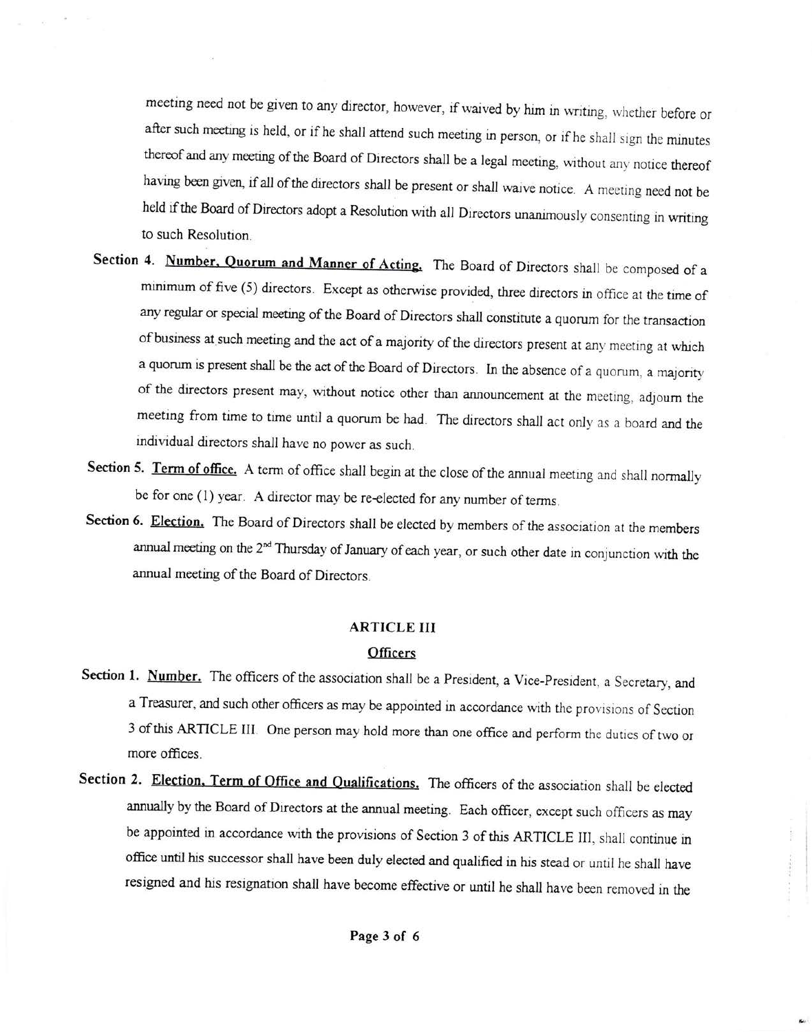meeting need not be given to any director, however, if waived by him in writing, whether before or after such meeting is held, or if he shall attend such meeting in person, or if he shall sign the minutes thereof and any meeting of the Board of Directors shall be a legal meeting, without any notice thereof having been given, if all of the directors shall be present or shall waive notice. A meeting need not be held if the Board of Directors adopt a Resolution with all Directors unanimously consenting in writing to such Resolution.

**Section 4.** <u>**Number, Quorum and Manner of Acting.**</u> The Board of Directors shall be composed of a minimum of five (5) directors. Except as otherwise provided, three directors in office at the time of any regular or special meeting of the Board of Directors shall constitute a quorum for the transaction of business at such meeting and the act of a majority of the directors present at any meeting at which a quorum is present shall be the act of the Board of Directors. In the absence of a quorum, a majority of the directors present may, without notice other than announcement at the meeting, adjourn the meeting from time to time until a quorum be had. The directors shall act only as a board and the individual directors shall have no power as such.

**Section 5.** <u>**Term of office.**</u> A term of office shall begin at the close of the annual meeting and shall normally be for one (1) year. A director may be re-elected for any number of terms.

**Section 6.** <u>**Election.**</u> The Board of Directors shall be elected by members of the association at the members annual meeting on the 2nd Thursday of January of each year, or such other date in conjunction with the annual meeting of the Board of Directors.

## ARTICLE III

## <u>Officers</u>

**Section 1.** <u>**Number.**</u> The officers of the association shall be a President, a Vice-President, a Secretary, and a Treasurer, and such other officers as may be appointed in accordance with the provisions of Section 3 of this ARTICLE III. One person may hold more than one office and perform the duties of two or more offices.

**Section 2.** <u>**Election, Term of Office and Qualifications.**</u> The officers of the association shall be elected annually by the Board of Directors at the annual meeting. Each officer, except such officers as may be appointed in accordance with the provisions of Section 3 of this ARTICLE III, shall continue in office until his successor shall have been duly elected and qualified in his stead or until he shall have resigned and his resignation shall have become effective or until he shall have been removed in the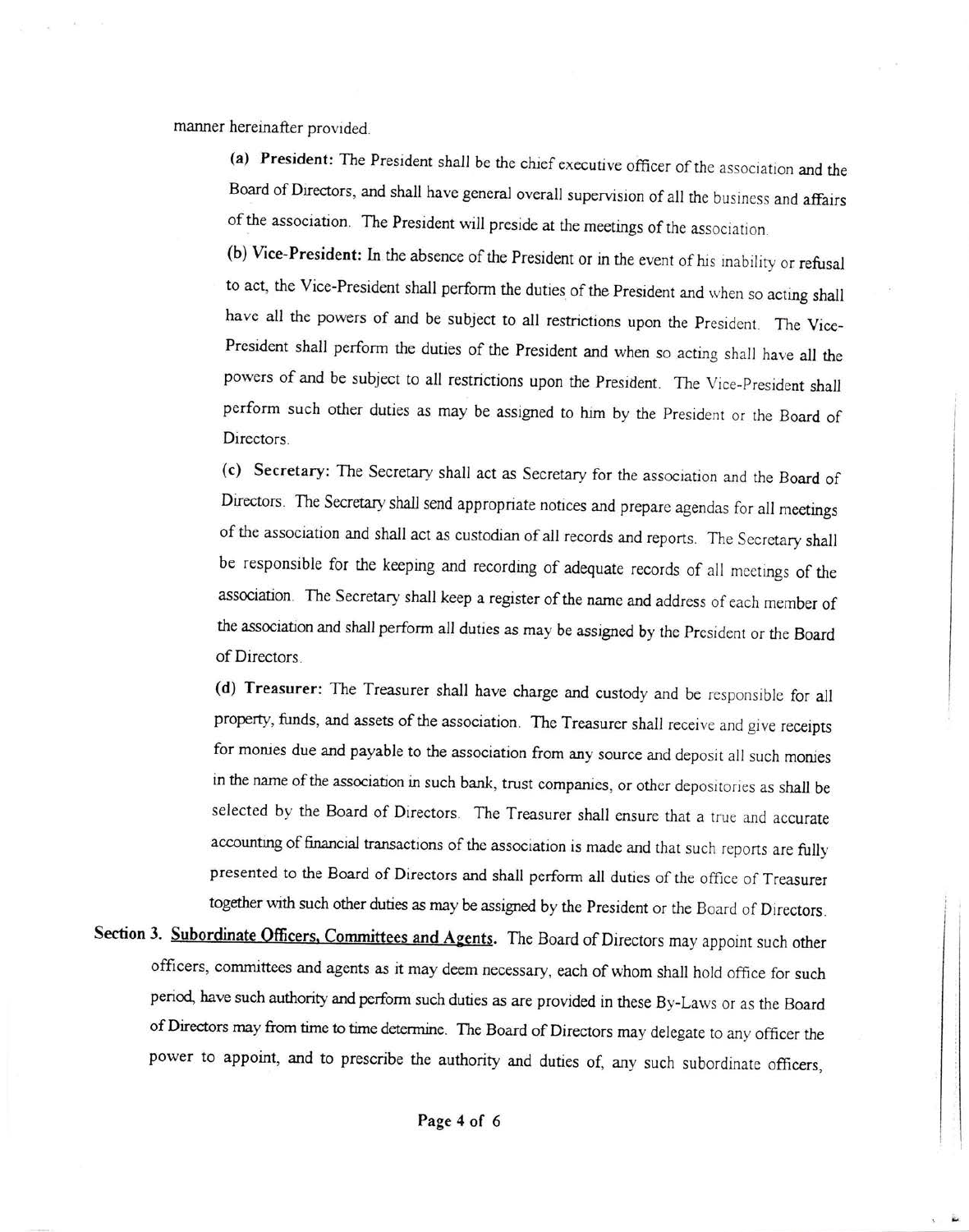manner hereinafter provided.

**(a) President:** The President shall be the chief executive officer of the association and the Board of Directors, and shall have general overall supervision of all the business and affairs of the association. The President will preside at the meetings of the association.

**(b) Vice-President:** In the absence of the President or in the event of his inability or refusal to act, the Vice-President shall perform the duties of the President and when so acting shall have all the powers of and be subject to all restrictions upon the President. The Vice-President shall perform the duties of the President and when so acting shall have all the powers of and be subject to all restrictions upon the President. The Vice-President shall perform such other duties as may be assigned to him by the President or the Board of Directors.

**(c) Secretary:** The Secretary shall act as Secretary for the association and the Board of Directors. The Secretary shall send appropriate notices and prepare agendas for all meetings of the association and shall act as custodian of all records and reports. The Secretary shall be responsible for the keeping and recording of adequate records of all meetings of the association. The Secretary shall keep a register of the name and address of each member of the association and shall perform all duties as may be assigned by the President or the Board of Directors.

**(d) Treasurer:** The Treasurer shall have charge and custody and be responsible for all property, funds, and assets of the association. The Treasurer shall receive and give receipts for monies due and payable to the association from any source and deposit all such monies in the name of the association in such bank, trust companies, or other depositories as shall be selected by the Board of Directors. The Treasurer shall ensure that a true and accurate accounting of financial transactions of the association is made and that such reports are fully presented to the Board of Directors and shall perform all duties of the office of Treasurer together with such other duties as may be assigned by the President or the Board of Directors.

**Section 3.** **Subordinate Officers, Committees and Agents.** The Board of Directors may appoint such other officers, committees and agents as it may deem necessary, each of whom shall hold office for such period, have such authority and perform such duties as are provided in these By-Laws or as the Board of Directors may from time to time determine. The Board of Directors may delegate to any officer the power to appoint, and to prescribe the authority and duties of, any such subordinate officers,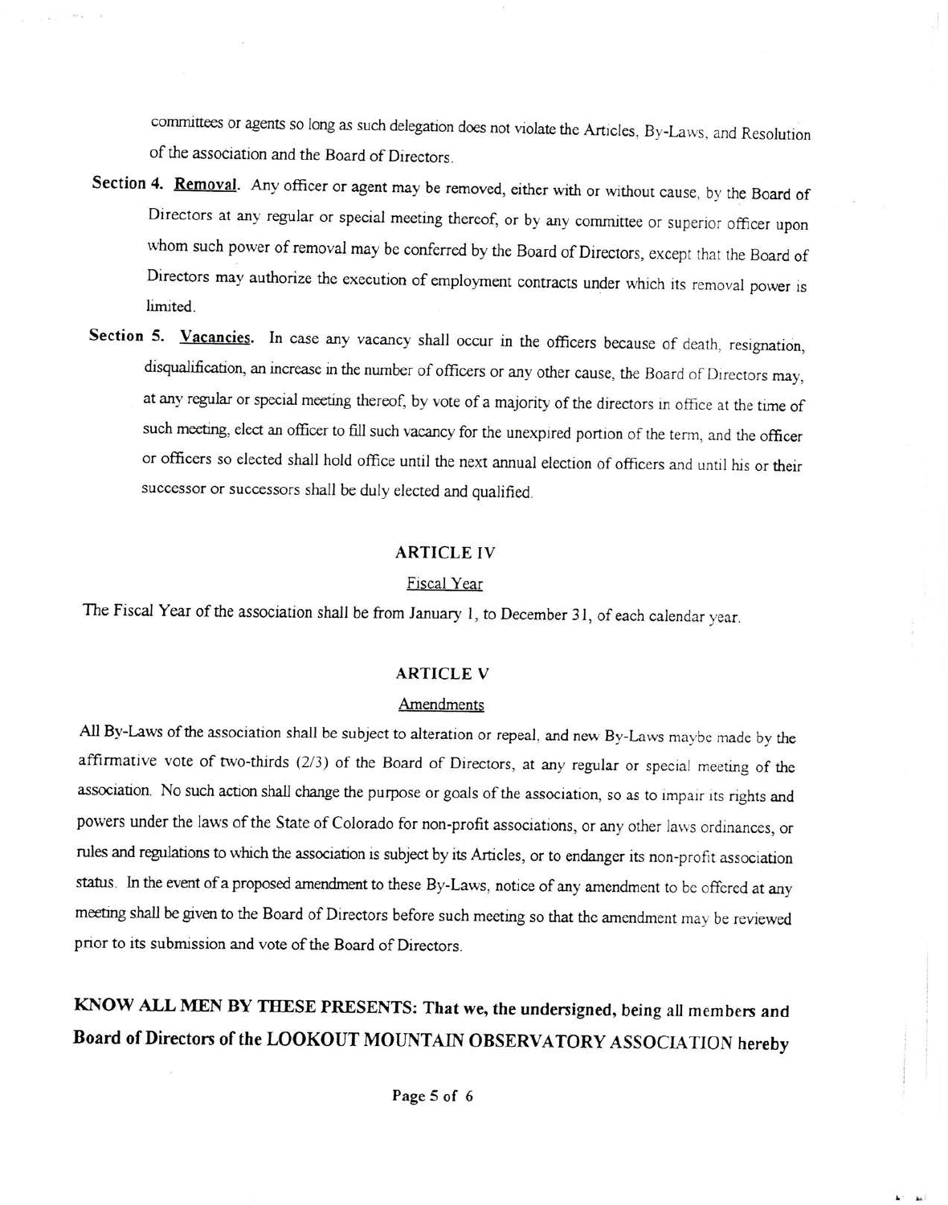committees or agents so long as such delegation does not violate the Articles, By-Laws, and Resolution of the association and the Board of Directors.

**Section 4. <u>Removal</u>.** Any officer or agent may be removed, either with or without cause, by the Board of Directors at any regular or special meeting thereof, or by any committee or superior officer upon whom such power of removal may be conferred by the Board of Directors, except that the Board of Directors may authorize the execution of employment contracts under which its removal power is limited.

**Section 5. <u>Vacancies</u>.** In case any vacancy shall occur in the officers because of death, resignation, disqualification, an increase in the number of officers or any other cause, the Board of Directors may, at any regular or special meeting thereof, by vote of a majority of the directors in office at the time of such meeting, elect an officer to fill such vacancy for the unexpired portion of the term, and the officer or officers so elected shall hold office until the next annual election of officers and until his or their successor or successors shall be duly elected and qualified.

## ARTICLE IV

<u>Fiscal Year</u>

The Fiscal Year of the association shall be from January 1, to December 31, of each calendar year.

## ARTICLE V

<u>Amendments</u>

All By-Laws of the association shall be subject to alteration or repeal, and new By-Laws maybe made by the affirmative vote of two-thirds (2/3) of the Board of Directors, at any regular or special meeting of the association. No such action shall change the purpose or goals of the association, so as to impair its rights and powers under the laws of the State of Colorado for non-profit associations, or any other laws ordinances, or rules and regulations to which the association is subject by its Articles, or to endanger its non-profit association status. In the event of a proposed amendment to these By-Laws, notice of any amendment to be offered at any meeting shall be given to the Board of Directors before such meeting so that the amendment may be reviewed prior to its submission and vote of the Board of Directors.

**KNOW ALL MEN BY THESE PRESENTS: That we, the undersigned, being all members and Board of Directors of the LOOKOUT MOUNTAIN OBSERVATORY ASSOCIATION hereby**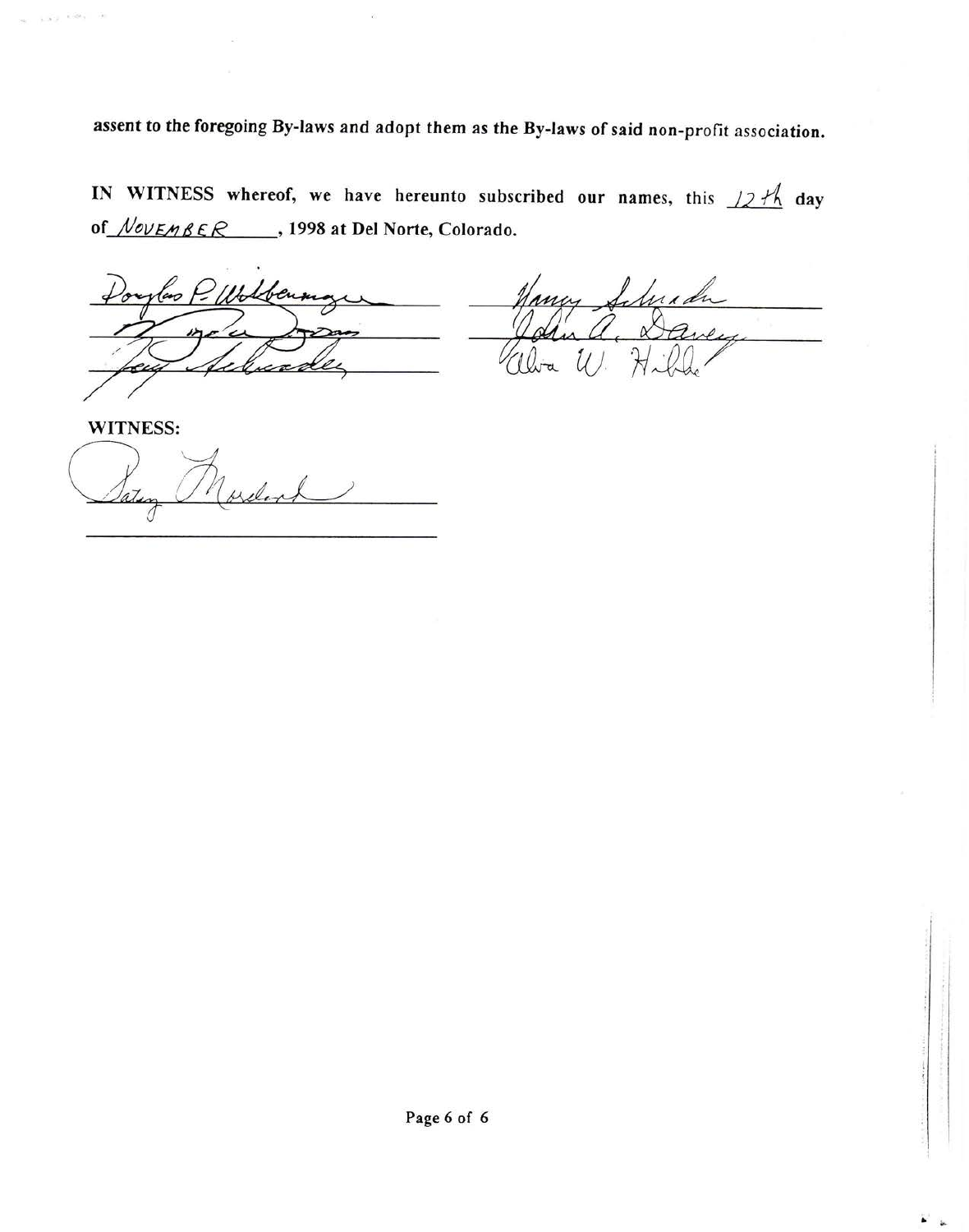assent to the foregoing By-laws and adopt them as the By-laws of said non-profit association.

**IN WITNESS** whereof, we have hereunto subscribed our names, this 12th day of NOVEMBER, 1998 at Del Norte, Colorado.

Douglas P. Wobbenmeyer
Wayne Joyner
Jerry Schrader

Nancy Schrader
John A. Davey
Alva W. Hibbs

**WITNESS:**

Patsy Murdock